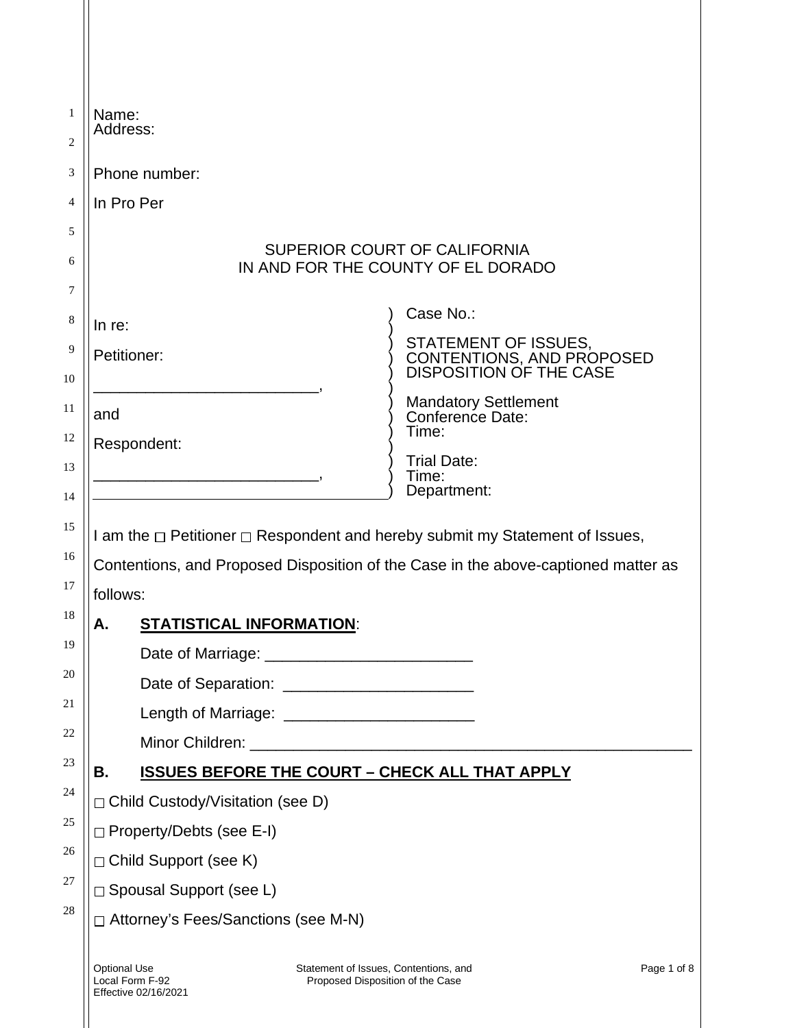Name:
Address:

Phone number:

In Pro Per

SUPERIOR COURT OF CALIFORNIA
IN AND FOR THE COUNTY OF EL DORADO

| | |
|---|---|
| In re:<br><br>Petitioner:<br><br>__________________________,<br><br>and<br><br>Respondent:<br><br>__________________________, | Case No.:<br><br>STATEMENT OF ISSUES, CONTENTIONS, AND PROPOSED DISPOSITION OF THE CASE<br><br>Mandatory Settlement Conference Date:<br>Time:<br><br>Trial Date:<br>Time:<br>Department: |

I am the ☐ Petitioner ☐ Respondent and hereby submit my Statement of Issues, Contentions, and Proposed Disposition of the Case in the above-captioned matter as follows:

**A. STATISTICAL INFORMATION:**

Date of Marriage: ________________________

Date of Separation: ______________________

Length of Marriage: ______________________

Minor Children: _____________________________________________________

**B. ISSUES BEFORE THE COURT – CHECK ALL THAT APPLY**

☐ Child Custody/Visitation (see D)

☐ Property/Debts (see E-I)

☐ Child Support (see K)

☐ Spousal Support (see L)

☐ Attorney's Fees/Sanctions (see M-N)

Optional Use
Local Form F-92
Effective 02/16/2021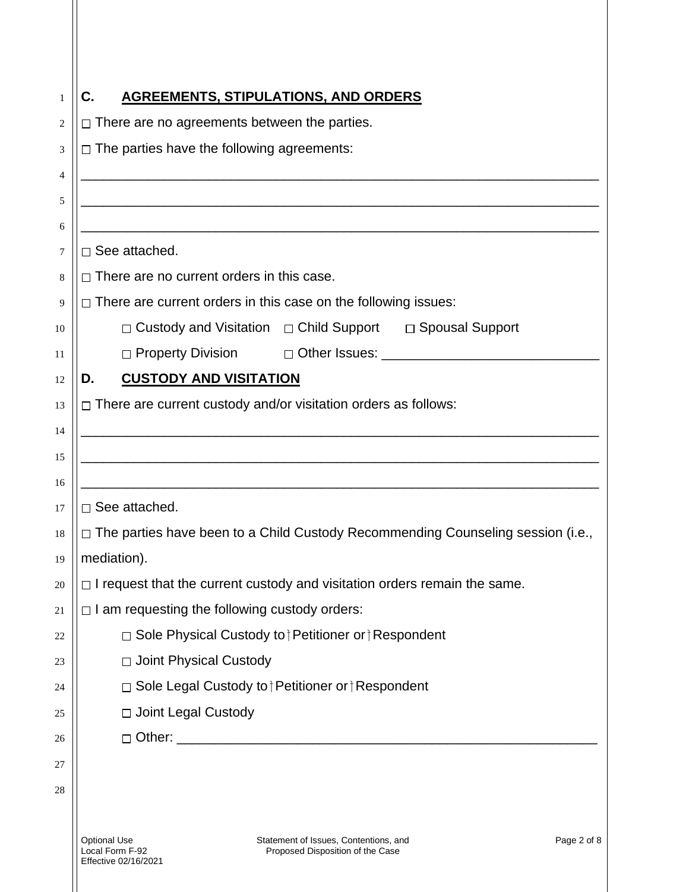## C. AGREEMENTS, STIPULATIONS, AND ORDERS

□ There are no agreements between the parties.

□ The parties have the following agreements:

_______________________________________________________________________

_______________________________________________________________________

_______________________________________________________________________

□ See attached.

□ There are no current orders in this case.

□ There are current orders in this case on the following issues:

□ Custody and Visitation □ Child Support □ Spousal Support

□ Property Division □ Other Issues: ____________________________

## D. CUSTODY AND VISITATION

□ There are current custody and/or visitation orders as follows:

_______________________________________________________________________

_______________________________________________________________________

_______________________________________________________________________

□ See attached.

□ The parties have been to a Child Custody Recommending Counseling session (i.e., mediation).

□ I request that the current custody and visitation orders remain the same.

□ I am requesting the following custody orders:

□ Sole Physical Custody to □ Petitioner or □ Respondent

□ Joint Physical Custody

□ Sole Legal Custody to □ Petitioner or □ Respondent

□ Joint Legal Custody

□ Other: ________________________________________________________

Optional Use
Local Form F-92
Effective 02/16/2021

Statement of Issues, Contentions, and Proposed Disposition of the Case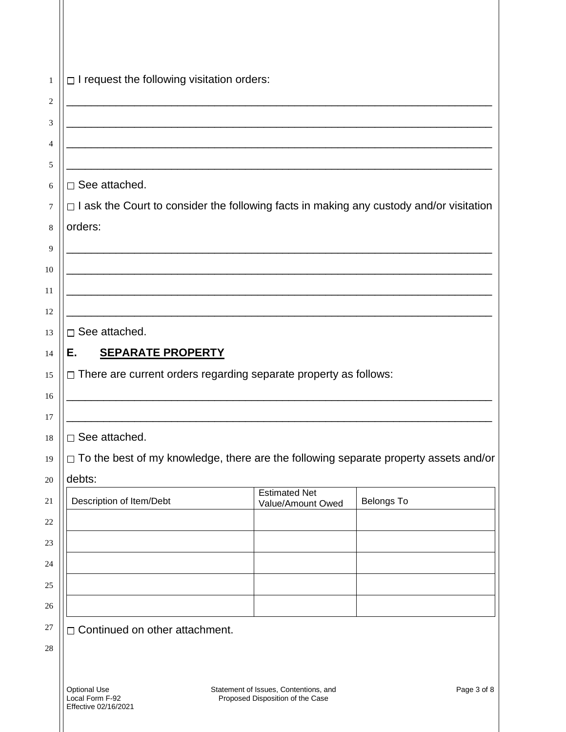☐ I request the following visitation orders:

\_\_\_\_\_\_\_\_\_\_\_\_\_\_\_\_\_\_\_\_\_\_\_\_\_\_\_\_\_\_\_\_\_\_\_\_\_\_\_\_\_\_\_\_\_\_\_\_\_\_\_\_\_\_\_\_\_\_\_\_\_\_\_\_\_\_\_\_

\_\_\_\_\_\_\_\_\_\_\_\_\_\_\_\_\_\_\_\_\_\_\_\_\_\_\_\_\_\_\_\_\_\_\_\_\_\_\_\_\_\_\_\_\_\_\_\_\_\_\_\_\_\_\_\_\_\_\_\_\_\_\_\_\_\_\_\_

\_\_\_\_\_\_\_\_\_\_\_\_\_\_\_\_\_\_\_\_\_\_\_\_\_\_\_\_\_\_\_\_\_\_\_\_\_\_\_\_\_\_\_\_\_\_\_\_\_\_\_\_\_\_\_\_\_\_\_\_\_\_\_\_\_\_\_\_

\_\_\_\_\_\_\_\_\_\_\_\_\_\_\_\_\_\_\_\_\_\_\_\_\_\_\_\_\_\_\_\_\_\_\_\_\_\_\_\_\_\_\_\_\_\_\_\_\_\_\_\_\_\_\_\_\_\_\_\_\_\_\_\_\_\_\_\_

☐ See attached.

☐ I ask the Court to consider the following facts in making any custody and/or visitation orders:

\_\_\_\_\_\_\_\_\_\_\_\_\_\_\_\_\_\_\_\_\_\_\_\_\_\_\_\_\_\_\_\_\_\_\_\_\_\_\_\_\_\_\_\_\_\_\_\_\_\_\_\_\_\_\_\_\_\_\_\_\_\_\_\_\_\_\_\_

\_\_\_\_\_\_\_\_\_\_\_\_\_\_\_\_\_\_\_\_\_\_\_\_\_\_\_\_\_\_\_\_\_\_\_\_\_\_\_\_\_\_\_\_\_\_\_\_\_\_\_\_\_\_\_\_\_\_\_\_\_\_\_\_\_\_\_\_

\_\_\_\_\_\_\_\_\_\_\_\_\_\_\_\_\_\_\_\_\_\_\_\_\_\_\_\_\_\_\_\_\_\_\_\_\_\_\_\_\_\_\_\_\_\_\_\_\_\_\_\_\_\_\_\_\_\_\_\_\_\_\_\_\_\_\_\_

\_\_\_\_\_\_\_\_\_\_\_\_\_\_\_\_\_\_\_\_\_\_\_\_\_\_\_\_\_\_\_\_\_\_\_\_\_\_\_\_\_\_\_\_\_\_\_\_\_\_\_\_\_\_\_\_\_\_\_\_\_\_\_\_\_\_\_\_

☐ See attached.

## E. SEPARATE PROPERTY

☐ There are current orders regarding separate property as follows:

\_\_\_\_\_\_\_\_\_\_\_\_\_\_\_\_\_\_\_\_\_\_\_\_\_\_\_\_\_\_\_\_\_\_\_\_\_\_\_\_\_\_\_\_\_\_\_\_\_\_\_\_\_\_\_\_\_\_\_\_\_\_\_\_\_\_\_\_

\_\_\_\_\_\_\_\_\_\_\_\_\_\_\_\_\_\_\_\_\_\_\_\_\_\_\_\_\_\_\_\_\_\_\_\_\_\_\_\_\_\_\_\_\_\_\_\_\_\_\_\_\_\_\_\_\_\_\_\_\_\_\_\_\_\_\_\_

☐ See attached.

☐ To the best of my knowledge, there are the following separate property assets and/or debts:

| Description of Item/Debt | Estimated Net Value/Amount Owed | Belongs To |
|---|---|---|
| | | |
| | | |
| | | |
| | | |
| | | |

☐ Continued on other attachment.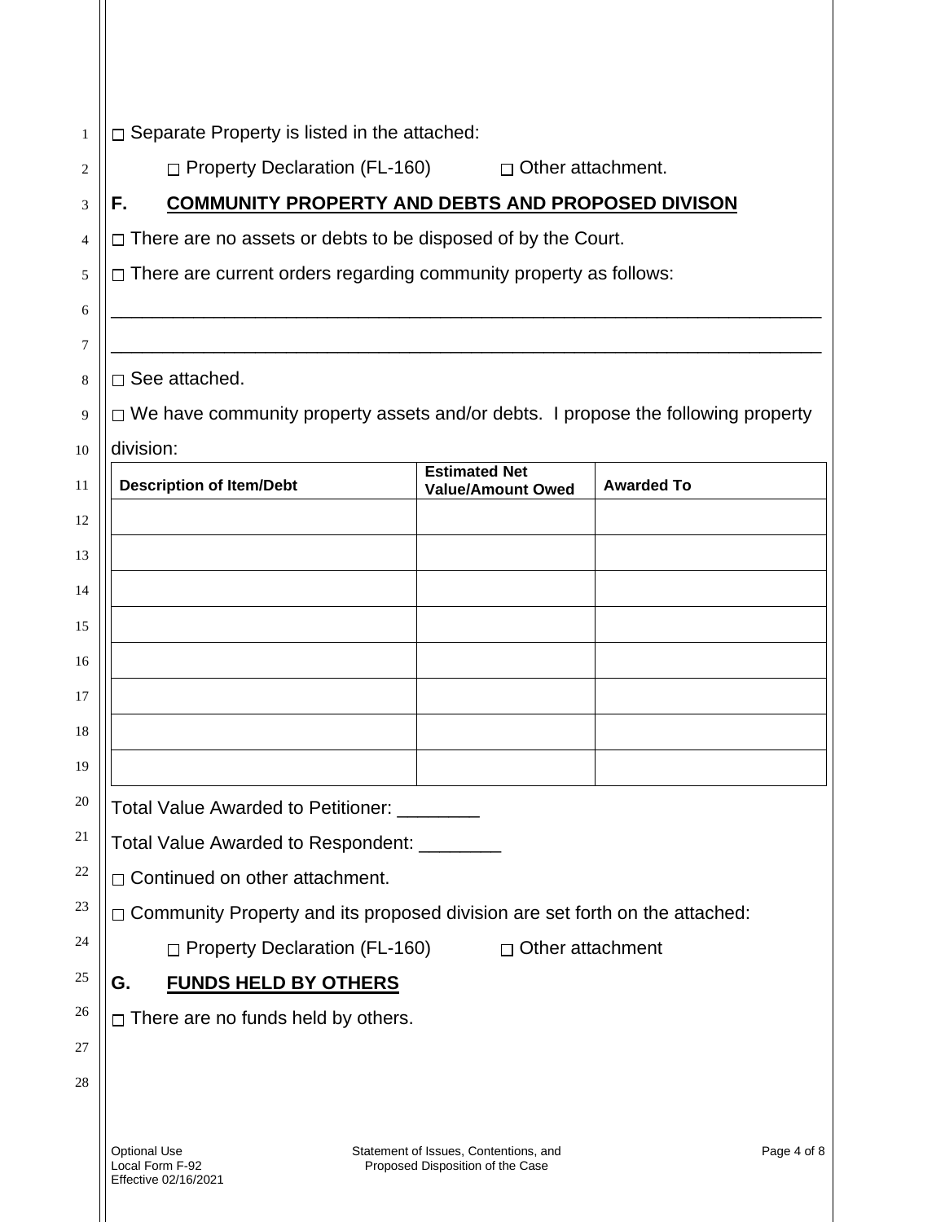☐ Separate Property is listed in the attached:

☐ Property Declaration (FL-160)     ☐ Other attachment.

## F. COMMUNITY PROPERTY AND DEBTS AND PROPOSED DIVISON

☐ There are no assets or debts to be disposed of by the Court.

☐ There are current orders regarding community property as follows:

_______________________________________________________________________

_______________________________________________________________________

☐ See attached.

☐ We have community property assets and/or debts. I propose the following property division:

| Description of Item/Debt | Estimated Net Value/Amount Owed | Awarded To |
|---|---|---|
| | | |
| | | |
| | | |
| | | |
| | | |
| | | |
| | | |
| | | |

Total Value Awarded to Petitioner: ________

Total Value Awarded to Respondent: ________

☐ Continued on other attachment.

☐ Community Property and its proposed division are set forth on the attached:

☐ Property Declaration (FL-160)     ☐ Other attachment

## G. FUNDS HELD BY OTHERS

☐ There are no funds held by others.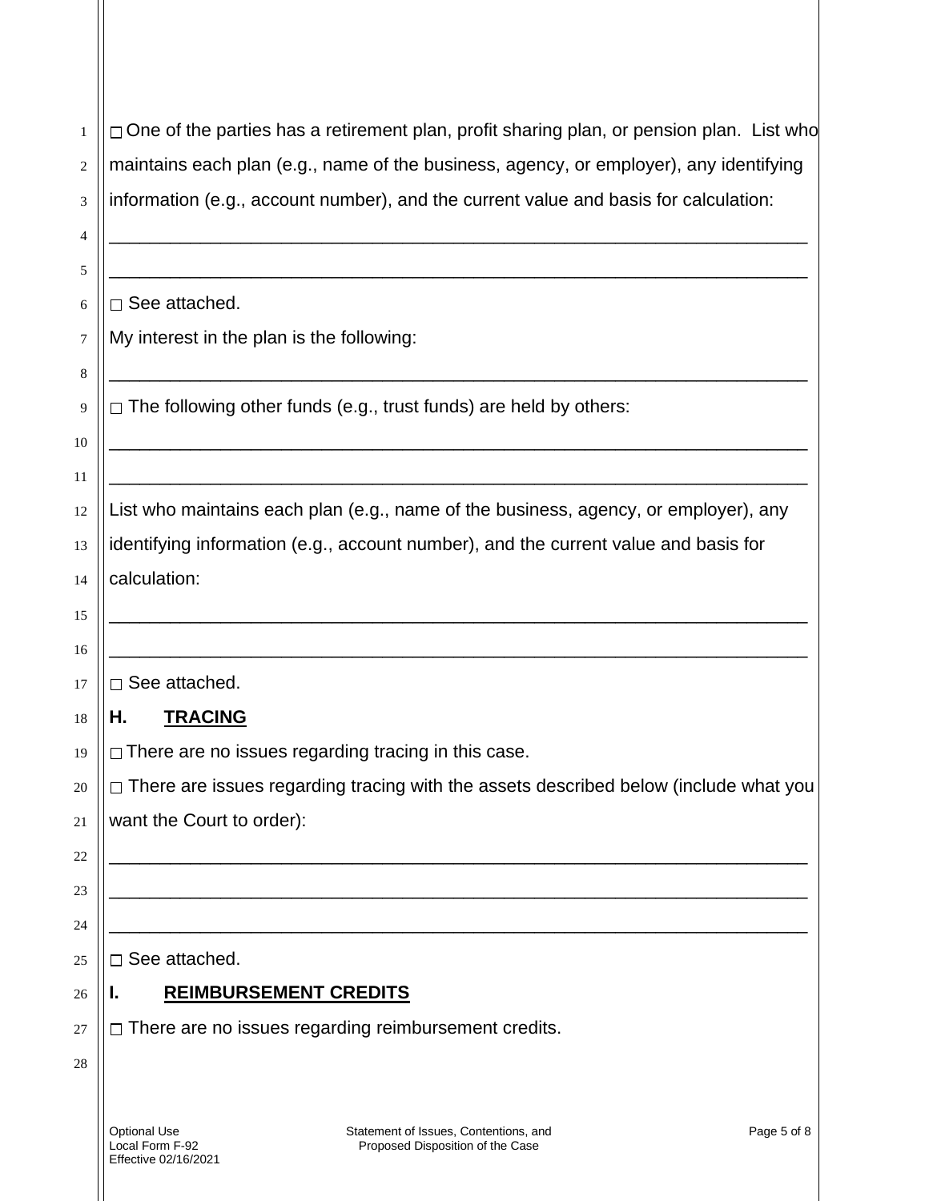☐ One of the parties has a retirement plan, profit sharing plan, or pension plan. List who maintains each plan (e.g., name of the business, agency, or employer), any identifying information (e.g., account number), and the current value and basis for calculation:

______________________________________________________________________

______________________________________________________________________

☐ See attached.

My interest in the plan is the following:

______________________________________________________________________

☐ The following other funds (e.g., trust funds) are held by others:

______________________________________________________________________

______________________________________________________________________

List who maintains each plan (e.g., name of the business, agency, or employer), any identifying information (e.g., account number), and the current value and basis for calculation:

______________________________________________________________________

______________________________________________________________________

☐ See attached.

## H. <u>TRACING</u>

☐ There are no issues regarding tracing in this case.

☐ There are issues regarding tracing with the assets described below (include what you want the Court to order):

______________________________________________________________________

______________________________________________________________________

______________________________________________________________________

☐ See attached.

## I. <u>REIMBURSEMENT CREDITS</u>

☐ There are no issues regarding reimbursement credits.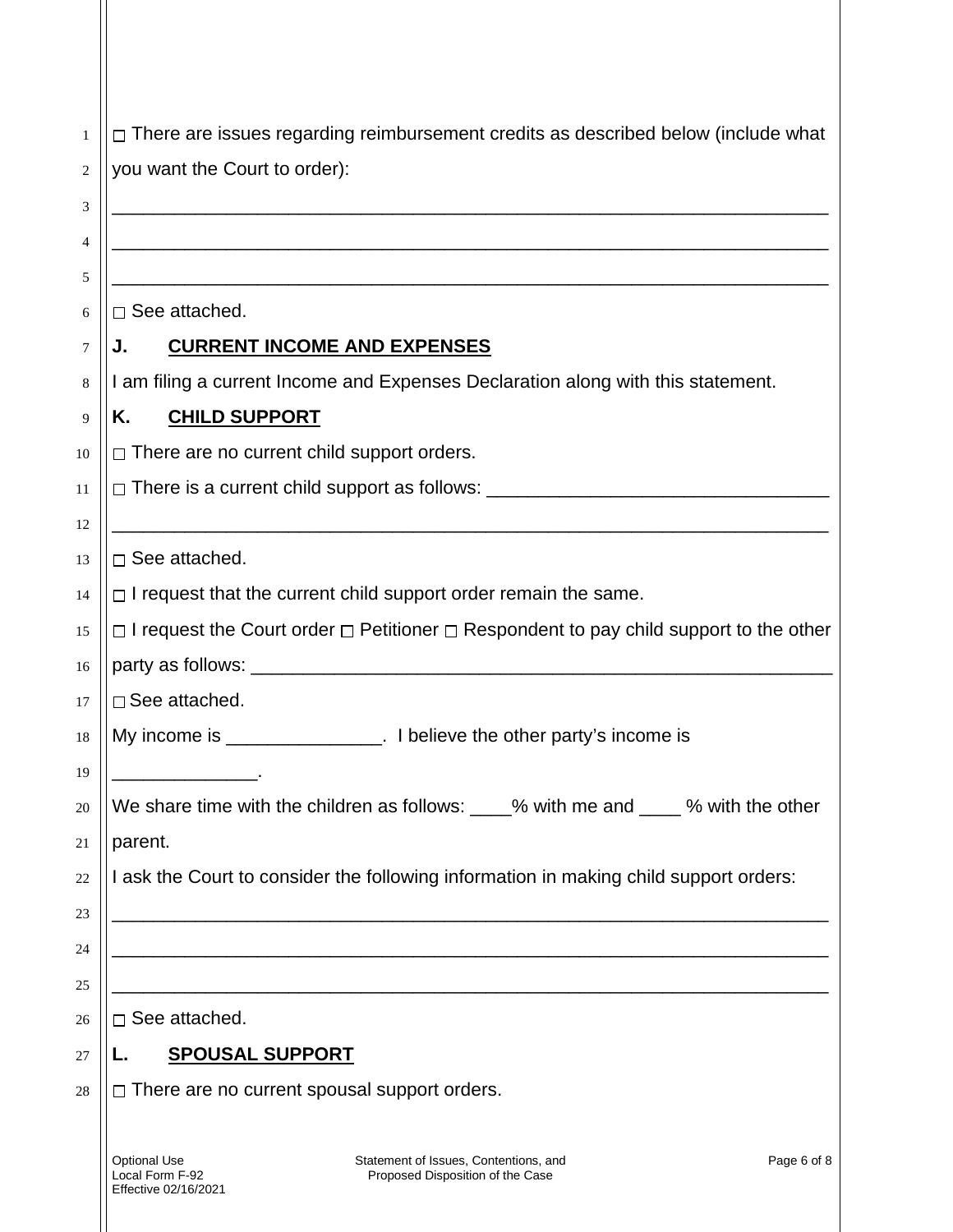☐ There are issues regarding reimbursement credits as described below (include what you want the Court to order):

_______________________________________________________________________

_______________________________________________________________________

_______________________________________________________________________

☐ See attached.

## J. CURRENT INCOME AND EXPENSES

I am filing a current Income and Expenses Declaration along with this statement.

## K. CHILD SUPPORT

☐ There are no current child support orders.

☐ There is a current child support as follows: _________________________________

_______________________________________________________________________

☐ See attached.

☐ I request that the current child support order remain the same.

☐ I request the Court order ☐ Petitioner ☐ Respondent to pay child support to the other party as follows: _______________________________________________________

☐ See attached.

My income is _______________. I believe the other party's income is ______________.

We share time with the children as follows: ____% with me and ____ % with the other parent.

I ask the Court to consider the following information in making child support orders:

_______________________________________________________________________

_______________________________________________________________________

_______________________________________________________________________

☐ See attached.

## L. SPOUSAL SUPPORT

☐ There are no current spousal support orders.

Optional Use
Local Form F-92
Effective 02/16/2021

Statement of Issues, Contentions, and Proposed Disposition of the Case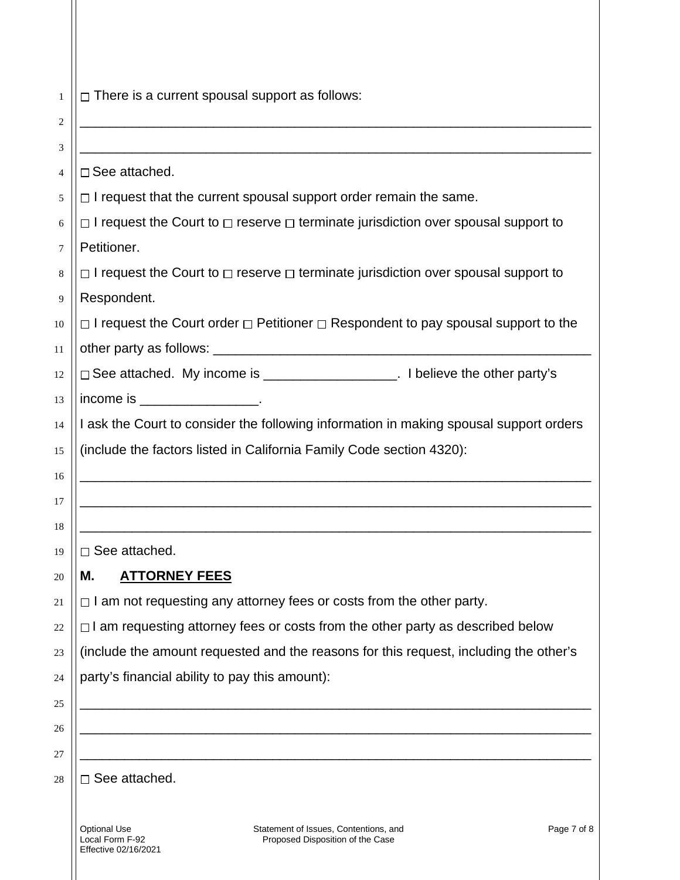☐ There is a current spousal support as follows:

______________________________________________________________________

______________________________________________________________________

☐ See attached.

☐ I request that the current spousal support order remain the same.

☐ I request the Court to ☐ reserve ☐ terminate jurisdiction over spousal support to Petitioner.

☐ I request the Court to ☐ reserve ☐ terminate jurisdiction over spousal support to Respondent.

☐ I request the Court order ☐ Petitioner ☐ Respondent to pay spousal support to the other party as follows: ______________________________________________

☐ See attached. My income is _________________. I believe the other party's income is ________________.

I ask the Court to consider the following information in making spousal support orders (include the factors listed in California Family Code section 4320):

______________________________________________________________________

______________________________________________________________________

______________________________________________________________________

☐ See attached.

## M. ATTORNEY FEES

☐ I am not requesting any attorney fees or costs from the other party.

☐ I am requesting attorney fees or costs from the other party as described below (include the amount requested and the reasons for this request, including the other's party's financial ability to pay this amount):

______________________________________________________________________

______________________________________________________________________

______________________________________________________________________

☐ See attached.

Optional Use
Local Form F-92
Effective 02/16/2021

Statement of Issues, Contentions, and Proposed Disposition of the Case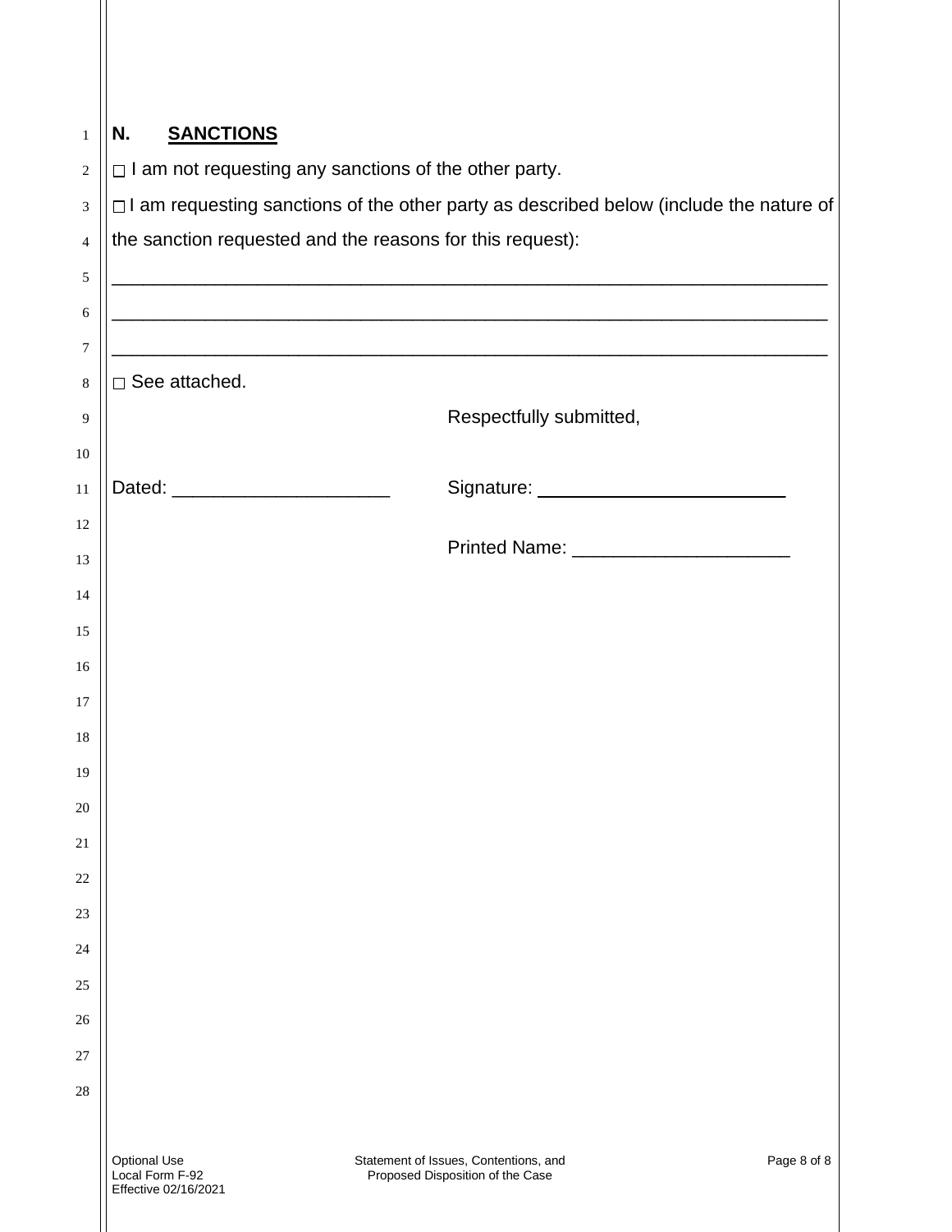## N. SANCTIONS

☐ I am not requesting any sanctions of the other party.

☐ I am requesting sanctions of the other party as described below (include the nature of the sanction requested and the reasons for this request):

_______________________________________________________________________

_______________________________________________________________________

_______________________________________________________________________

☐ See attached.

Respectfully submitted,

Dated: ____________________

Signature: ______________________

Printed Name: ____________________